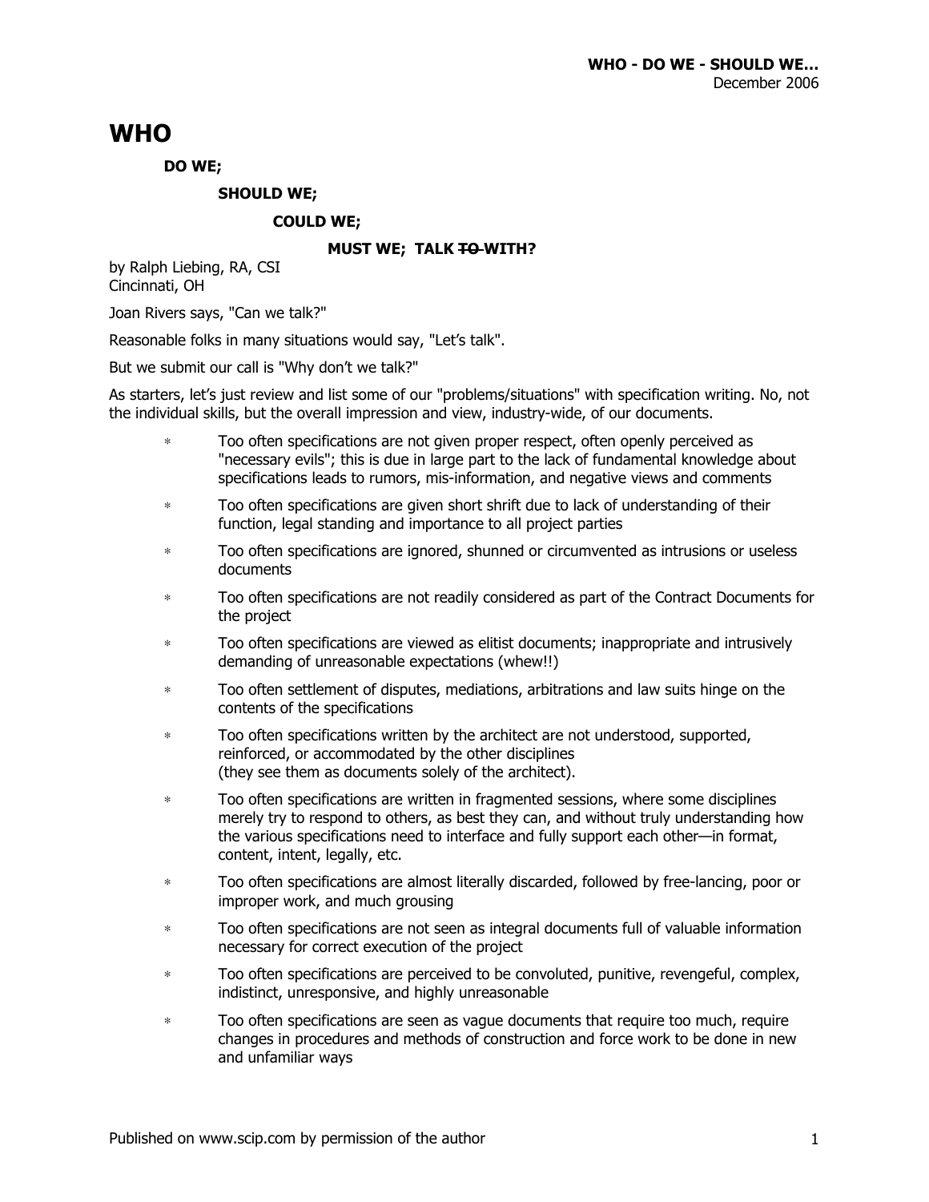# WHO

**DO WE;**

**SHOULD WE;**

**COULD WE;**

**MUST WE; TALK ~~TO~~ WITH?**

by Ralph Liebing, RA, CSI
Cincinnati, OH

Joan Rivers says, "Can we talk?"

Reasonable folks in many situations would say, "Let's talk".

But we submit our call is "Why don't we talk?"

As starters, let's just review and list some of our "problems/situations" with specification writing. No, not the individual skills, but the overall impression and view, industry-wide, of our documents.

- Too often specifications are not given proper respect, often openly perceived as "necessary evils"; this is due in large part to the lack of fundamental knowledge about specifications leads to rumors, mis-information, and negative views and comments
- Too often specifications are given short shrift due to lack of understanding of their function, legal standing and importance to all project parties
- Too often specifications are ignored, shunned or circumvented as intrusions or useless documents
- Too often specifications are not readily considered as part of the Contract Documents for the project
- Too often specifications are viewed as elitist documents; inappropriate and intrusively demanding of unreasonable expectations (whew!!)
- Too often settlement of disputes, mediations, arbitrations and law suits hinge on the contents of the specifications
- Too often specifications written by the architect are not understood, supported, reinforced, or accommodated by the other disciplines (they see them as documents solely of the architect).
- Too often specifications are written in fragmented sessions, where some disciplines merely try to respond to others, as best they can, and without truly understanding how the various specifications need to interface and fully support each other—in format, content, intent, legally, etc.
- Too often specifications are almost literally discarded, followed by free-lancing, poor or improper work, and much grousing
- Too often specifications are not seen as integral documents full of valuable information necessary for correct execution of the project
- Too often specifications are perceived to be convoluted, punitive, revengeful, complex, indistinct, unresponsive, and highly unreasonable
- Too often specifications are seen as vague documents that require too much, require changes in procedures and methods of construction and force work to be done in new and unfamiliar ways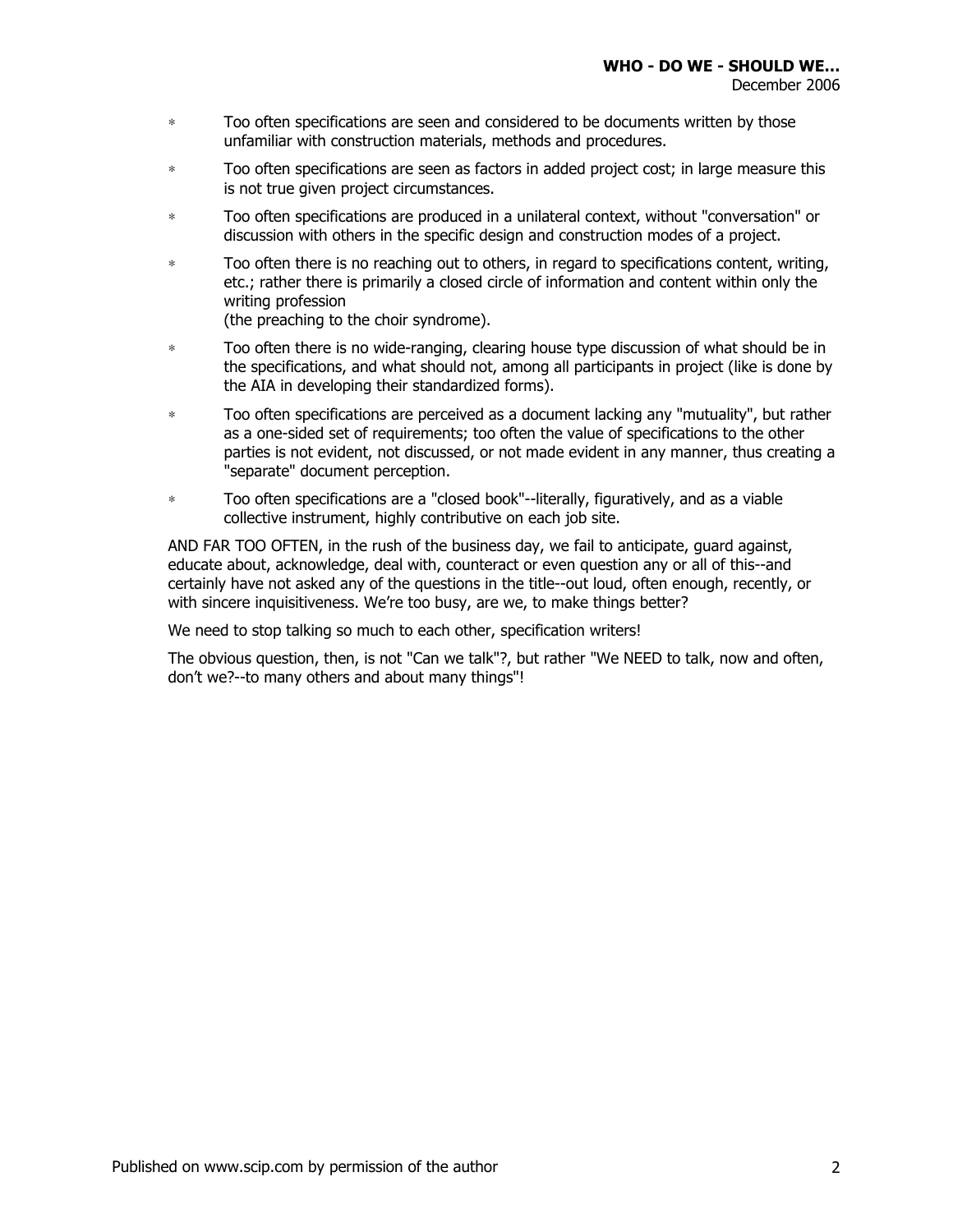- Too often specifications are seen and considered to be documents written by those unfamiliar with construction materials, methods and procedures.
- Too often specifications are seen as factors in added project cost; in large measure this is not true given project circumstances.
- Too often specifications are produced in a unilateral context, without "conversation" or discussion with others in the specific design and construction modes of a project.
- Too often there is no reaching out to others, in regard to specifications content, writing, etc.; rather there is primarily a closed circle of information and content within only the writing profession
(the preaching to the choir syndrome).
- Too often there is no wide-ranging, clearing house type discussion of what should be in the specifications, and what should not, among all participants in project (like is done by the AIA in developing their standardized forms).
- Too often specifications are perceived as a document lacking any "mutuality", but rather as a one-sided set of requirements; too often the value of specifications to the other parties is not evident, not discussed, or not made evident in any manner, thus creating a "separate" document perception.
- Too often specifications are a "closed book"--literally, figuratively, and as a viable collective instrument, highly contributive on each job site.

AND FAR TOO OFTEN, in the rush of the business day, we fail to anticipate, guard against, educate about, acknowledge, deal with, counteract or even question any or all of this--and certainly have not asked any of the questions in the title--out loud, often enough, recently, or with sincere inquisitiveness. We're too busy, are we, to make things better?

We need to stop talking so much to each other, specification writers!

The obvious question, then, is not "Can we talk"?, but rather "We NEED to talk, now and often, don't we?--to many others and about many things"!